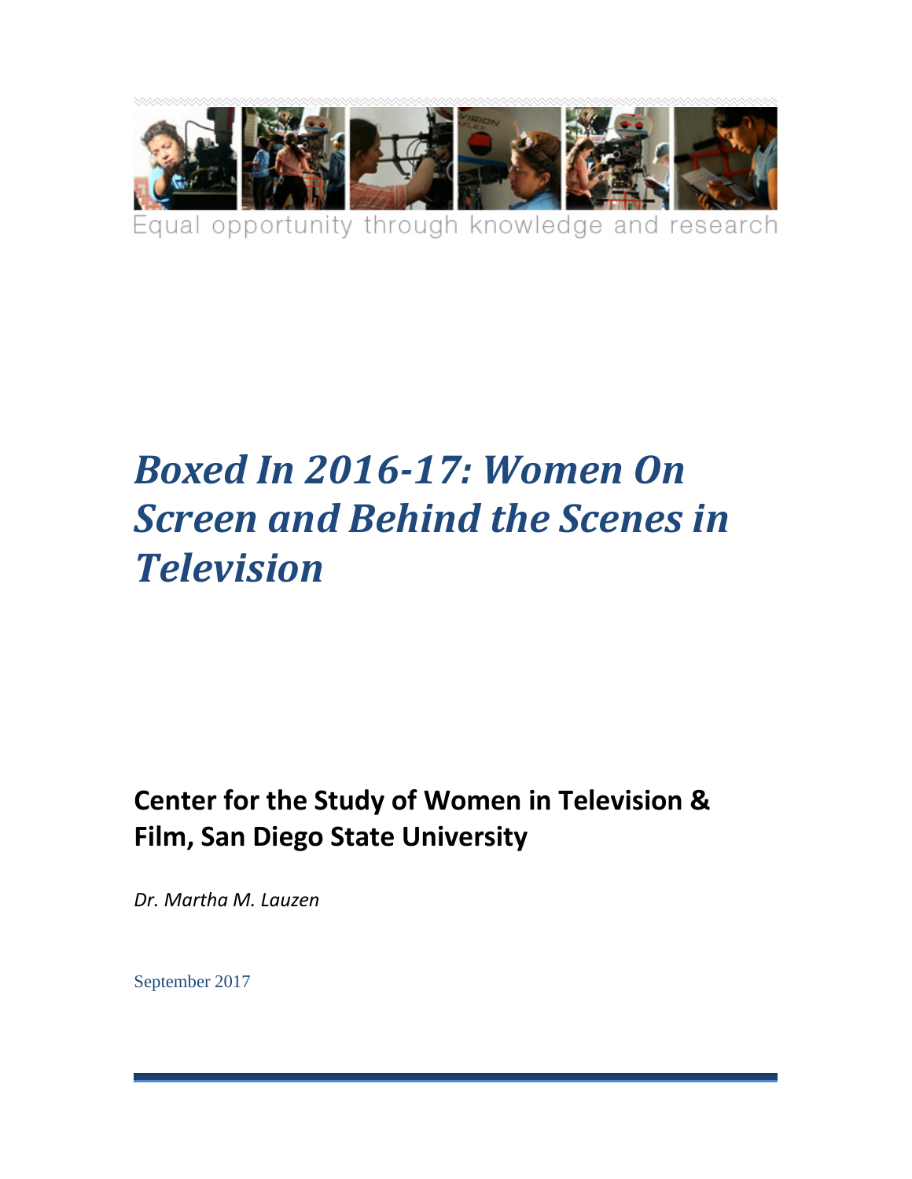Equal opportunity through knowledge and research

# *Boxed In 2016-17: Women On Screen and Behind the Scenes in Television*

## Center for the Study of Women in Television & Film, San Diego State University

*Dr. Martha M. Lauzen*

September 2017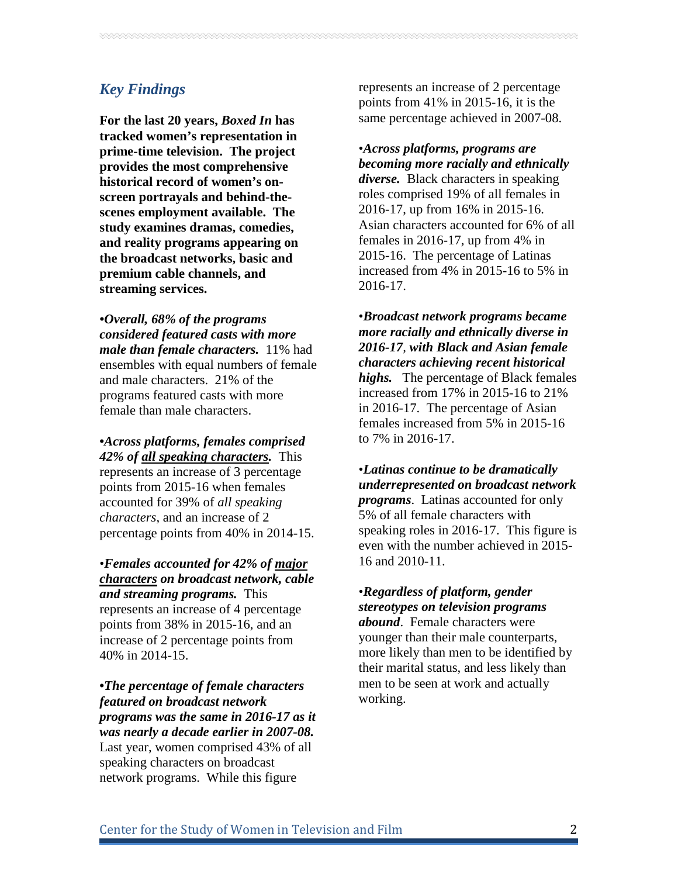## *Key Findings*

**For the last 20 years, *Boxed In* has tracked women's representation in prime-time television. The project provides the most comprehensive historical record of women's on-screen portrayals and behind-the-scenes employment available. The study examines dramas, comedies, and reality programs appearing on the broadcast networks, basic and premium cable channels, and streaming services.**

***•Overall, 68% of the programs considered featured casts with more male than female characters.*** 11% had ensembles with equal numbers of female and male characters. 21% of the programs featured casts with more female than male characters.

***•Across platforms, females comprised 42% of <u>all speaking characters</u>.*** This represents an increase of 3 percentage points from 2015-16 when females accounted for 39% of *all speaking characters*, and an increase of 2 percentage points from 40% in 2014-15.

***•Females accounted for 42% of <u>major characters</u> on broadcast network, cable and streaming programs.*** This represents an increase of 4 percentage points from 38% in 2015-16, and an increase of 2 percentage points from 40% in 2014-15.

***•The percentage of female characters featured on broadcast network programs was the same in 2016-17 as it was nearly a decade earlier in 2007-08.*** Last year, women comprised 43% of all speaking characters on broadcast network programs. While this figure represents an increase of 2 percentage points from 41% in 2015-16, it is the same percentage achieved in 2007-08.

***•Across platforms, programs are becoming more racially and ethnically diverse.*** Black characters in speaking roles comprised 19% of all females in 2016-17, up from 16% in 2015-16. Asian characters accounted for 6% of all females in 2016-17, up from 4% in 2015-16. The percentage of Latinas increased from 4% in 2015-16 to 5% in 2016-17.

***•Broadcast network programs became more racially and ethnically diverse in 2016-17, with Black and Asian female characters achieving recent historical highs.*** The percentage of Black females increased from 17% in 2015-16 to 21% in 2016-17. The percentage of Asian females increased from 5% in 2015-16 to 7% in 2016-17.

***•Latinas continue to be dramatically underrepresented on broadcast network programs***. Latinas accounted for only 5% of all female characters with speaking roles in 2016-17. This figure is even with the number achieved in 2015-16 and 2010-11.

***•Regardless of platform, gender stereotypes on television programs abound***. Female characters were younger than their male counterparts, more likely than men to be identified by their marital status, and less likely than men to be seen at work and actually working.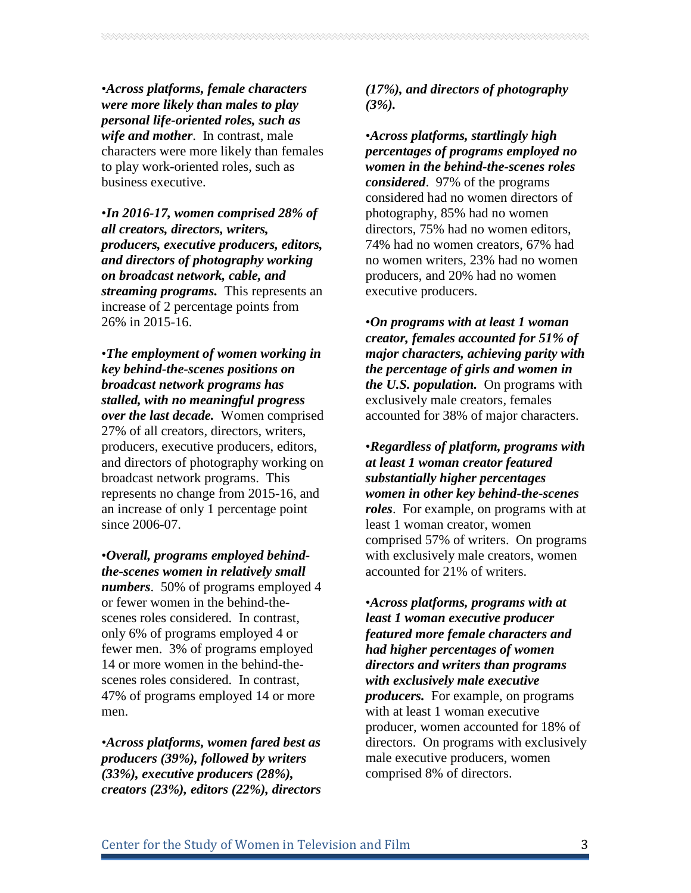•***Across platforms, female characters were more likely than males to play personal life-oriented roles, such as wife and mother***. In contrast, male characters were more likely than females to play work-oriented roles, such as business executive.

•***In 2016-17, women comprised 28% of all creators, directors, writers, producers, executive producers, editors, and directors of photography working on broadcast network, cable, and streaming programs.*** This represents an increase of 2 percentage points from 26% in 2015-16.

•***The employment of women working in key behind-the-scenes positions on broadcast network programs has stalled, with no meaningful progress over the last decade.*** Women comprised 27% of all creators, directors, writers, producers, executive producers, editors, and directors of photography working on broadcast network programs. This represents no change from 2015-16, and an increase of only 1 percentage point since 2006-07.

•***Overall, programs employed behind-the-scenes women in relatively small numbers***. 50% of programs employed 4 or fewer women in the behind-the-scenes roles considered. In contrast, only 6% of programs employed 4 or fewer men. 3% of programs employed 14 or more women in the behind-the-scenes roles considered. In contrast, 47% of programs employed 14 or more men.

•***Across platforms, women fared best as producers (39%), followed by writers (33%), executive producers (28%), creators (23%), editors (22%), directors (17%), and directors of photography (3%).***

•***Across platforms, startlingly high percentages of programs employed no women in the behind-the-scenes roles considered***. 97% of the programs considered had no women directors of photography, 85% had no women directors, 75% had no women editors, 74% had no women creators, 67% had no women writers, 23% had no women producers, and 20% had no women executive producers.

•***On programs with at least 1 woman creator, females accounted for 51% of major characters, achieving parity with the percentage of girls and women in the U.S. population.*** On programs with exclusively male creators, females accounted for 38% of major characters.

•***Regardless of platform, programs with at least 1 woman creator featured substantially higher percentages women in other key behind-the-scenes roles***. For example, on programs with at least 1 woman creator, women comprised 57% of writers. On programs with exclusively male creators, women accounted for 21% of writers.

•***Across platforms, programs with at least 1 woman executive producer featured more female characters and had higher percentages of women directors and writers than programs with exclusively male executive producers.*** For example, on programs with at least 1 woman executive producer, women accounted for 18% of directors. On programs with exclusively male executive producers, women comprised 8% of directors.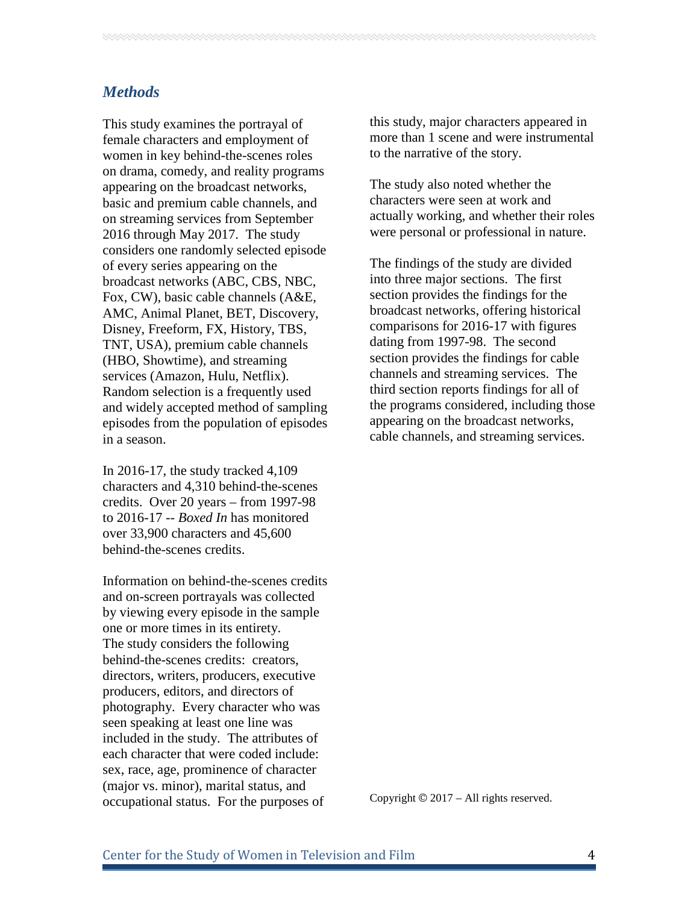## *Methods*

This study examines the portrayal of female characters and employment of women in key behind-the-scenes roles on drama, comedy, and reality programs appearing on the broadcast networks, basic and premium cable channels, and on streaming services from September 2016 through May 2017. The study considers one randomly selected episode of every series appearing on the broadcast networks (ABC, CBS, NBC, Fox, CW), basic cable channels (A&E, AMC, Animal Planet, BET, Discovery, Disney, Freeform, FX, History, TBS, TNT, USA), premium cable channels (HBO, Showtime), and streaming services (Amazon, Hulu, Netflix). Random selection is a frequently used and widely accepted method of sampling episodes from the population of episodes in a season.

In 2016-17, the study tracked 4,109 characters and 4,310 behind-the-scenes credits. Over 20 years – from 1997-98 to 2016-17 -- *Boxed In* has monitored over 33,900 characters and 45,600 behind-the-scenes credits.

Information on behind-the-scenes credits and on-screen portrayals was collected by viewing every episode in the sample one or more times in its entirety. The study considers the following behind-the-scenes credits: creators, directors, writers, producers, executive producers, editors, and directors of photography. Every character who was seen speaking at least one line was included in the study. The attributes of each character that were coded include: sex, race, age, prominence of character (major vs. minor), marital status, and occupational status. For the purposes of this study, major characters appeared in more than 1 scene and were instrumental to the narrative of the story.

The study also noted whether the characters were seen at work and actually working, and whether their roles were personal or professional in nature.

The findings of the study are divided into three major sections. The first section provides the findings for the broadcast networks, offering historical comparisons for 2016-17 with figures dating from 1997-98. The second section provides the findings for cable channels and streaming services. The third section reports findings for all of the programs considered, including those appearing on the broadcast networks, cable channels, and streaming services.

Copyright © 2017 – All rights reserved.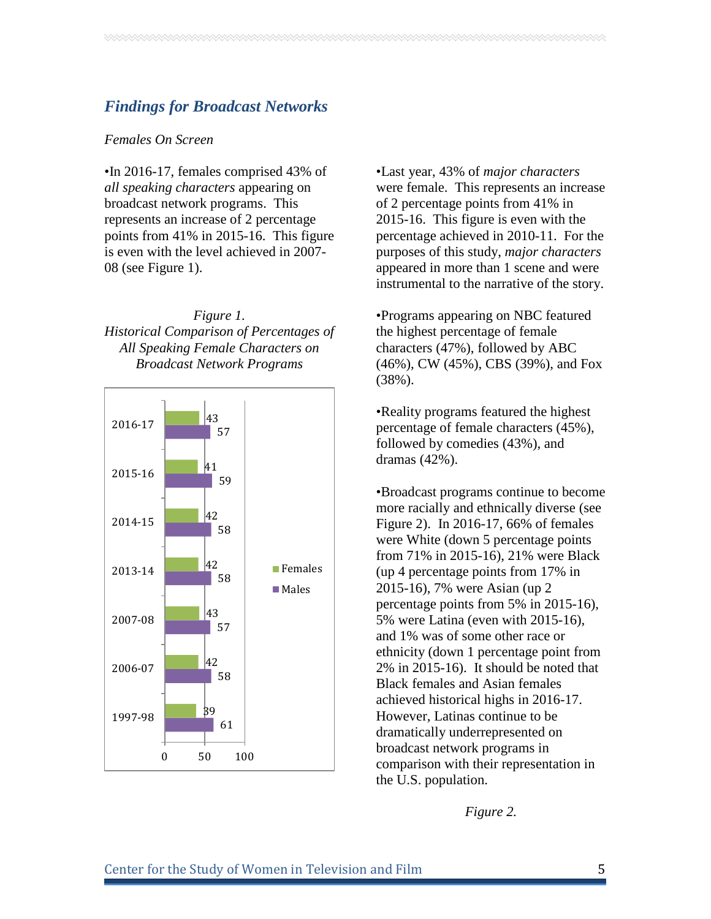## *Findings for Broadcast Networks*

*Females On Screen*

•In 2016-17, females comprised 43% of *all speaking characters* appearing on broadcast network programs. This represents an increase of 2 percentage points from 41% in 2015-16. This figure is even with the level achieved in 2007-08 (see Figure 1).

*Figure 1.*
*Historical Comparison of Percentages of All Speaking Female Characters on Broadcast Network Programs*

| Year | Females | Males |
|---|---|---|
| 2016-17 | 43 | 57 |
| 2015-16 | 41 | 59 |
| 2014-15 | 42 | 58 |
| 2013-14 | 42 | 58 |
| 2007-08 | 43 | 57 |
| 2006-07 | 42 | 58 |
| 1997-98 | 39 | 61 |

•Last year, 43% of *major characters* were female. This represents an increase of 2 percentage points from 41% in 2015-16. This figure is even with the percentage achieved in 2010-11. For the purposes of this study, *major characters* appeared in more than 1 scene and were instrumental to the narrative of the story.

•Programs appearing on NBC featured the highest percentage of female characters (47%), followed by ABC (46%), CW (45%), CBS (39%), and Fox (38%).

•Reality programs featured the highest percentage of female characters (45%), followed by comedies (43%), and dramas (42%).

•Broadcast programs continue to become more racially and ethnically diverse (see Figure 2). In 2016-17, 66% of females were White (down 5 percentage points from 71% in 2015-16), 21% were Black (up 4 percentage points from 17% in 2015-16), 7% were Asian (up 2 percentage points from 5% in 2015-16), 5% were Latina (even with 2015-16), and 1% was of some other race or ethnicity (down 1 percentage point from 2% in 2015-16). It should be noted that Black females and Asian females achieved historical highs in 2016-17. However, Latinas continue to be dramatically underrepresented on broadcast network programs in comparison with their representation in the U.S. population.

*Figure 2.*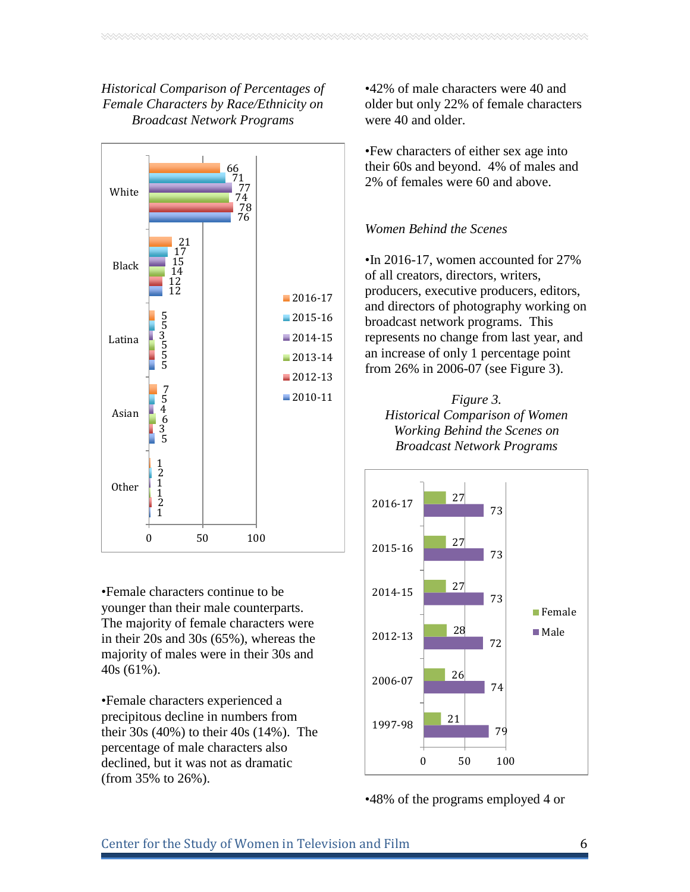*Historical Comparison of Percentages of Female Characters by Race/Ethnicity on Broadcast Network Programs*

| | 2016-17 | 2015-16 | 2014-15 | 2013-14 | 2012-13 | 2010-11 |
|---|---|---|---|---|---|---|
| White | 66 | 71 | 77 | 74 | 78 | 76 |
| Black | 21 | 17 | 15 | 14 | 12 | 12 |
| Latina | 5 | 5 | 3 | 5 | 5 | 5 |
| Asian | 7 | 5 | 4 | 6 | 3 | 5 |
| Other | 1 | 2 | 1 | 1 | 2 | 1 |

•Female characters continue to be younger than their male counterparts. The majority of female characters were in their 20s and 30s (65%), whereas the majority of males were in their 30s and 40s (61%).

•Female characters experienced a precipitous decline in numbers from their 30s (40%) to their 40s (14%). The percentage of male characters also declined, but it was not as dramatic (from 35% to 26%).

•42% of male characters were 40 and older but only 22% of female characters were 40 and older.

•Few characters of either sex age into their 60s and beyond. 4% of males and 2% of females were 60 and above.

*Women Behind the Scenes*

•In 2016-17, women accounted for 27% of all creators, directors, writers, producers, executive producers, editors, and directors of photography working on broadcast network programs. This represents no change from last year, and an increase of only 1 percentage point from 26% in 2006-07 (see Figure 3).

*Figure 3.*
*Historical Comparison of Women Working Behind the Scenes on Broadcast Network Programs*

| | Female | Male |
|---|---|---|
| 2016-17 | 27 | 73 |
| 2015-16 | 27 | 73 |
| 2014-15 | 27 | 73 |
| 2012-13 | 28 | 72 |
| 2006-07 | 26 | 74 |
| 1997-98 | 21 | 79 |

•48% of the programs employed 4 or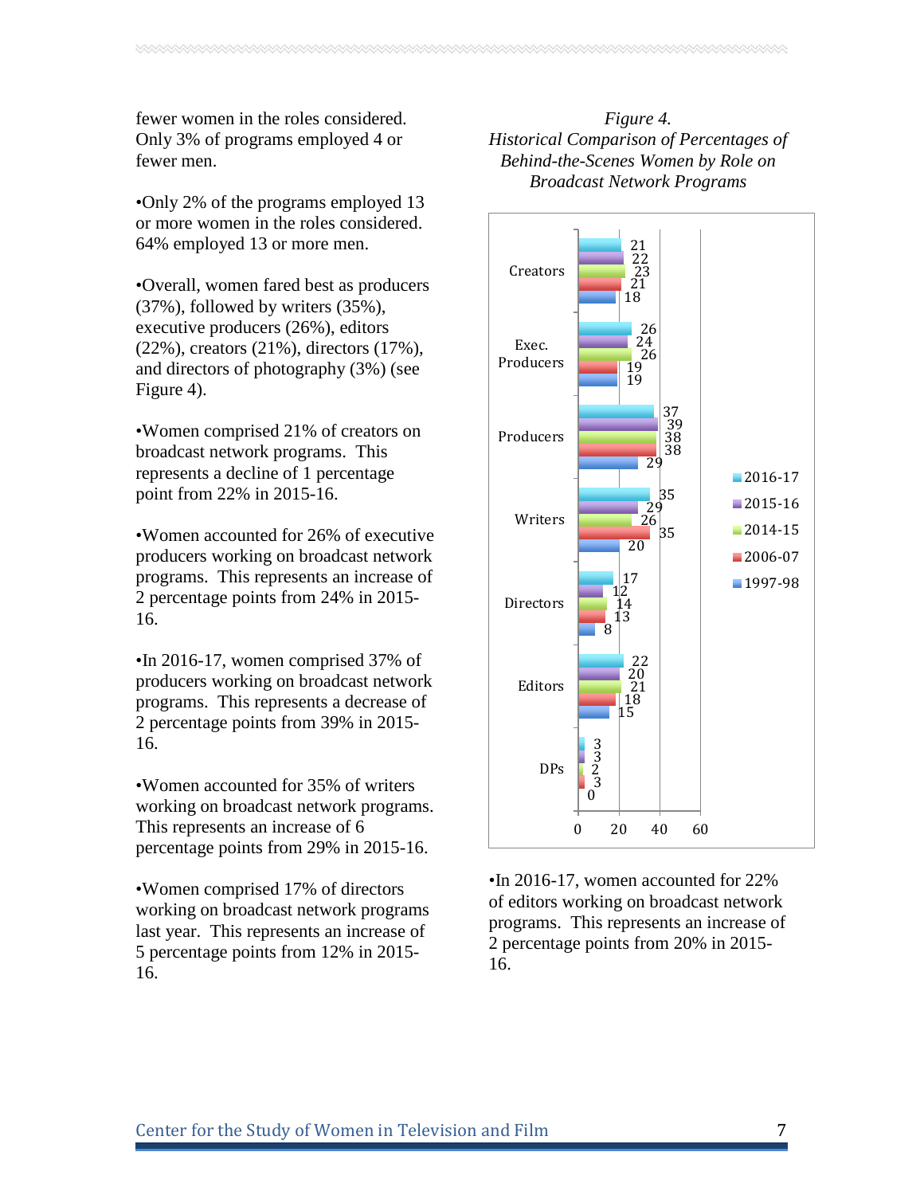fewer women in the roles considered. Only 3% of programs employed 4 or fewer men.

•Only 2% of the programs employed 13 or more women in the roles considered. 64% employed 13 or more men.

•Overall, women fared best as producers (37%), followed by writers (35%), executive producers (26%), editors (22%), creators (21%), directors (17%), and directors of photography (3%) (see Figure 4).

•Women comprised 21% of creators on broadcast network programs. This represents a decline of 1 percentage point from 22% in 2015-16.

•Women accounted for 26% of executive producers working on broadcast network programs. This represents an increase of 2 percentage points from 24% in 2015-16.

•In 2016-17, women comprised 37% of producers working on broadcast network programs. This represents a decrease of 2 percentage points from 39% in 2015-16.

•Women accounted for 35% of writers working on broadcast network programs. This represents an increase of 6 percentage points from 29% in 2015-16.

•Women comprised 17% of directors working on broadcast network programs last year. This represents an increase of 5 percentage points from 12% in 2015-16.

*Figure 4.*
*Historical Comparison of Percentages of Behind-the-Scenes Women by Role on Broadcast Network Programs*

| Role | 2016-17 | 2015-16 | 2014-15 | 2006-07 | 1997-98 |
|---|---|---|---|---|---|
| Creators | 21 | 22 | 23 | 21 | 18 |
| Exec. Producers | 26 | 24 | 26 | 19 | 19 |
| Producers | 37 | 39 | 38 | 38 | 29 |
| Writers | 35 | 29 | 26 | 35 | 20 |
| Directors | 17 | 12 | 14 | 13 | 8 |
| Editors | 22 | 20 | 21 | 18 | 15 |
| DPs | 3 | 3 | 2 | 3 | 0 |

•In 2016-17, women accounted for 22% of editors working on broadcast network programs. This represents an increase of 2 percentage points from 20% in 2015-16.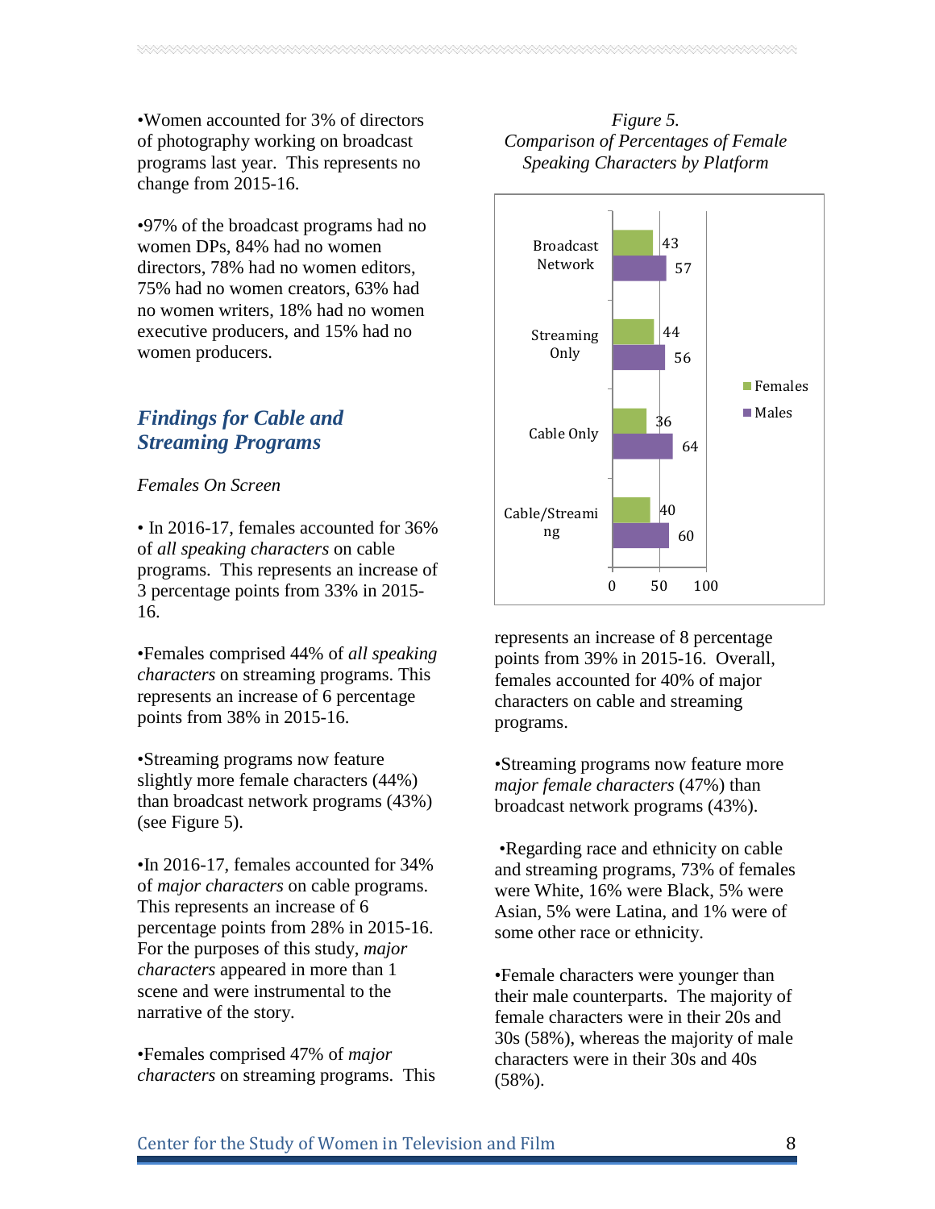•Women accounted for 3% of directors of photography working on broadcast programs last year. This represents no change from 2015-16.

•97% of the broadcast programs had no women DPs, 84% had no women directors, 78% had no women editors, 75% had no women creators, 63% had no women writers, 18% had no women executive producers, and 15% had no women producers.

## *Findings for Cable and Streaming Programs*

*Females On Screen*

• In 2016-17, females accounted for 36% of *all speaking characters* on cable programs. This represents an increase of 3 percentage points from 33% in 2015-16.

•Females comprised 44% of *all speaking characters* on streaming programs. This represents an increase of 6 percentage points from 38% in 2015-16.

•Streaming programs now feature slightly more female characters (44%) than broadcast network programs (43%) (see Figure 5).

•In 2016-17, females accounted for 34% of *major characters* on cable programs. This represents an increase of 6 percentage points from 28% in 2015-16. For the purposes of this study, *major characters* appeared in more than 1 scene and were instrumental to the narrative of the story.

•Females comprised 47% of *major characters* on streaming programs. This represents an increase of 8 percentage points from 39% in 2015-16. Overall, females accounted for 40% of major characters on cable and streaming programs.

*Figure 5.*
*Comparison of Percentages of Female Speaking Characters by Platform*

| Platform | Females | Males |
| --- | --- | --- |
| Broadcast Network | 43 | 57 |
| Streaming Only | 44 | 56 |
| Cable Only | 36 | 64 |
| Cable/Streaming | 40 | 60 |

•Streaming programs now feature more *major female characters* (47%) than broadcast network programs (43%).

•Regarding race and ethnicity on cable and streaming programs, 73% of females were White, 16% were Black, 5% were Asian, 5% were Latina, and 1% were of some other race or ethnicity.

•Female characters were younger than their male counterparts. The majority of female characters were in their 20s and 30s (58%), whereas the majority of male characters were in their 30s and 40s (58%).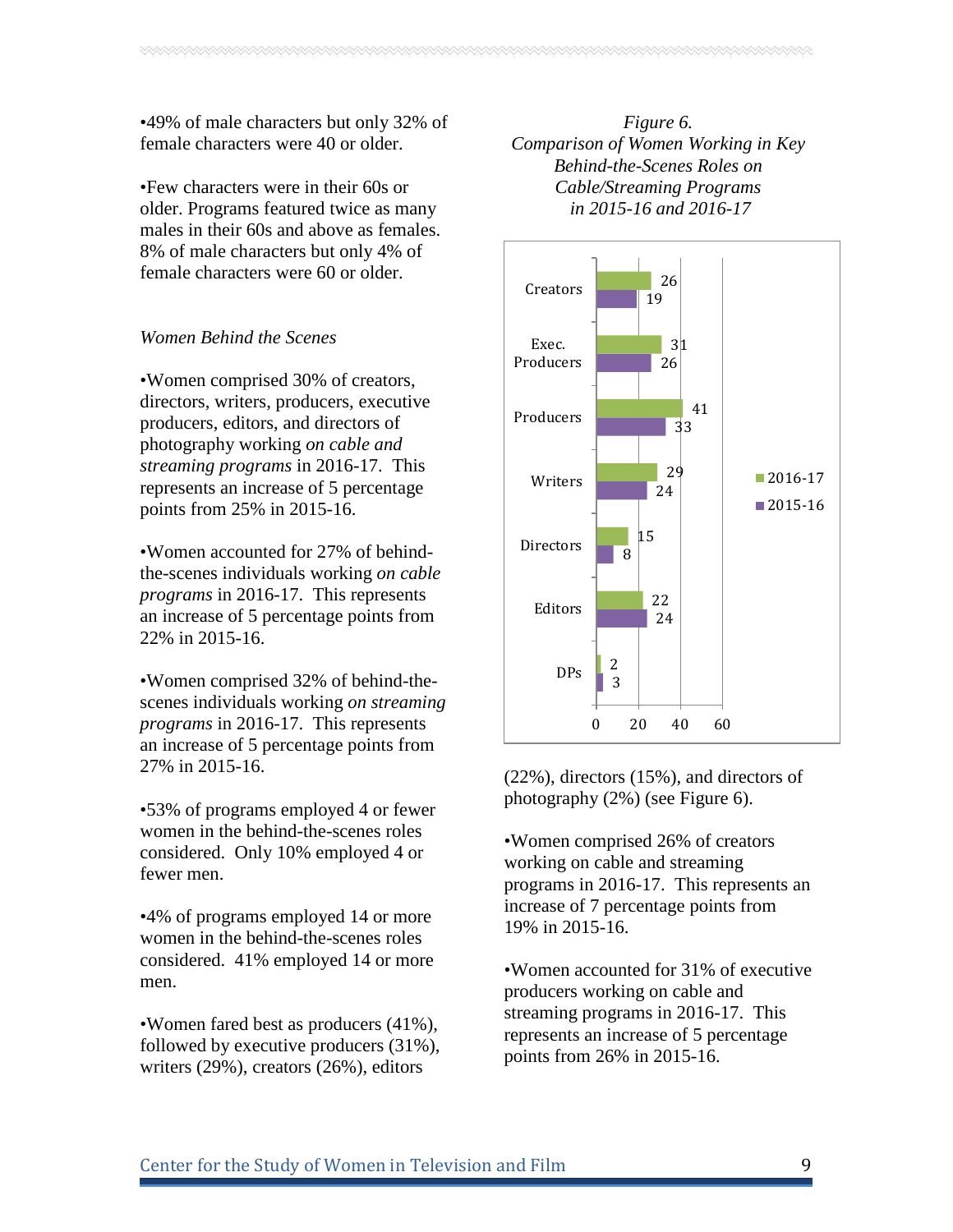•49% of male characters but only 32% of female characters were 40 or older.

•Few characters were in their 60s or older. Programs featured twice as many males in their 60s and above as females. 8% of male characters but only 4% of female characters were 60 or older.

*Women Behind the Scenes*

•Women comprised 30% of creators, directors, writers, producers, executive producers, editors, and directors of photography working *on cable and streaming programs* in 2016-17. This represents an increase of 5 percentage points from 25% in 2015-16.

•Women accounted for 27% of behind-the-scenes individuals working *on cable programs* in 2016-17. This represents an increase of 5 percentage points from 22% in 2015-16.

•Women comprised 32% of behind-the-scenes individuals working *on streaming programs* in 2016-17. This represents an increase of 5 percentage points from 27% in 2015-16.

•53% of programs employed 4 or fewer women in the behind-the-scenes roles considered. Only 10% employed 4 or fewer men.

•4% of programs employed 14 or more women in the behind-the-scenes roles considered. 41% employed 14 or more men.

•Women fared best as producers (41%), followed by executive producers (31%), writers (29%), creators (26%), editors (22%), directors (15%), and directors of photography (2%) (see Figure 6).

*Figure 6.*
*Comparison of Women Working in Key Behind-the-Scenes Roles on Cable/Streaming Programs in 2015-16 and 2016-17*

| Role | 2016-17 | 2015-16 |
|---|---|---|
| Creators | 26 | 19 |
| Exec. Producers | 31 | 26 |
| Producers | 41 | 33 |
| Writers | 29 | 24 |
| Directors | 15 | 8 |
| Editors | 22 | 24 |
| DPs | 2 | 3 |

•Women comprised 26% of creators working on cable and streaming programs in 2016-17. This represents an increase of 7 percentage points from 19% in 2015-16.

•Women accounted for 31% of executive producers working on cable and streaming programs in 2016-17. This represents an increase of 5 percentage points from 26% in 2015-16.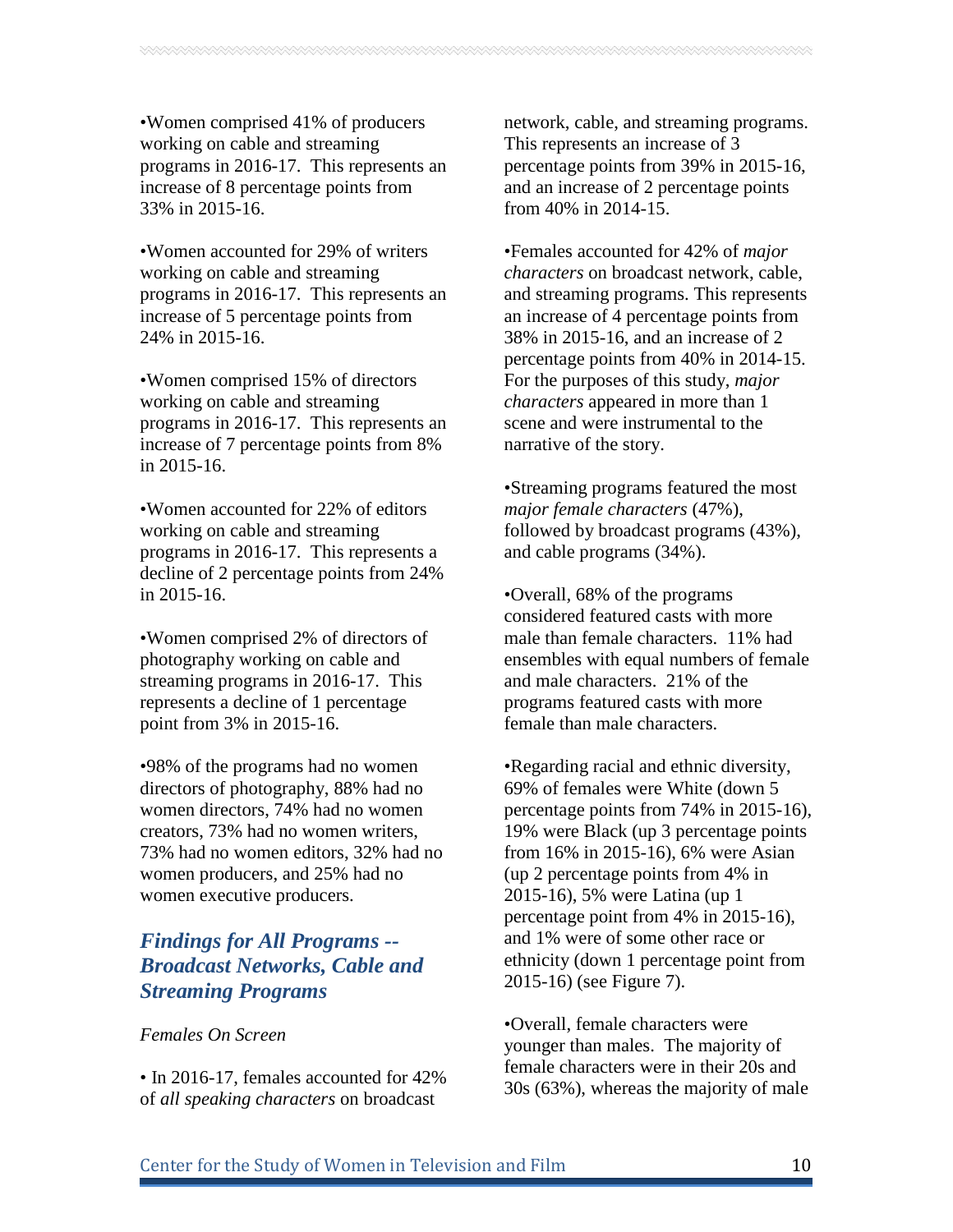•Women comprised 41% of producers working on cable and streaming programs in 2016-17. This represents an increase of 8 percentage points from 33% in 2015-16.

•Women accounted for 29% of writers working on cable and streaming programs in 2016-17. This represents an increase of 5 percentage points from 24% in 2015-16.

•Women comprised 15% of directors working on cable and streaming programs in 2016-17. This represents an increase of 7 percentage points from 8% in 2015-16.

•Women accounted for 22% of editors working on cable and streaming programs in 2016-17. This represents a decline of 2 percentage points from 24% in 2015-16.

•Women comprised 2% of directors of photography working on cable and streaming programs in 2016-17. This represents a decline of 1 percentage point from 3% in 2015-16.

•98% of the programs had no women directors of photography, 88% had no women directors, 74% had no women creators, 73% had no women writers, 73% had no women editors, 32% had no women producers, and 25% had no women executive producers.

## *Findings for All Programs -- Broadcast Networks, Cable and Streaming Programs*

*Females On Screen*

• In 2016-17, females accounted for 42% of *all speaking characters* on broadcast network, cable, and streaming programs. This represents an increase of 3 percentage points from 39% in 2015-16, and an increase of 2 percentage points from 40% in 2014-15.

•Females accounted for 42% of *major characters* on broadcast network, cable, and streaming programs. This represents an increase of 4 percentage points from 38% in 2015-16, and an increase of 2 percentage points from 40% in 2014-15. For the purposes of this study, *major characters* appeared in more than 1 scene and were instrumental to the narrative of the story.

•Streaming programs featured the most *major female characters* (47%), followed by broadcast programs (43%), and cable programs (34%).

•Overall, 68% of the programs considered featured casts with more male than female characters. 11% had ensembles with equal numbers of female and male characters. 21% of the programs featured casts with more female than male characters.

•Regarding racial and ethnic diversity, 69% of females were White (down 5 percentage points from 74% in 2015-16), 19% were Black (up 3 percentage points from 16% in 2015-16), 6% were Asian (up 2 percentage points from 4% in 2015-16), 5% were Latina (up 1 percentage point from 4% in 2015-16), and 1% were of some other race or ethnicity (down 1 percentage point from 2015-16) (see Figure 7).

•Overall, female characters were younger than males. The majority of female characters were in their 20s and 30s (63%), whereas the majority of male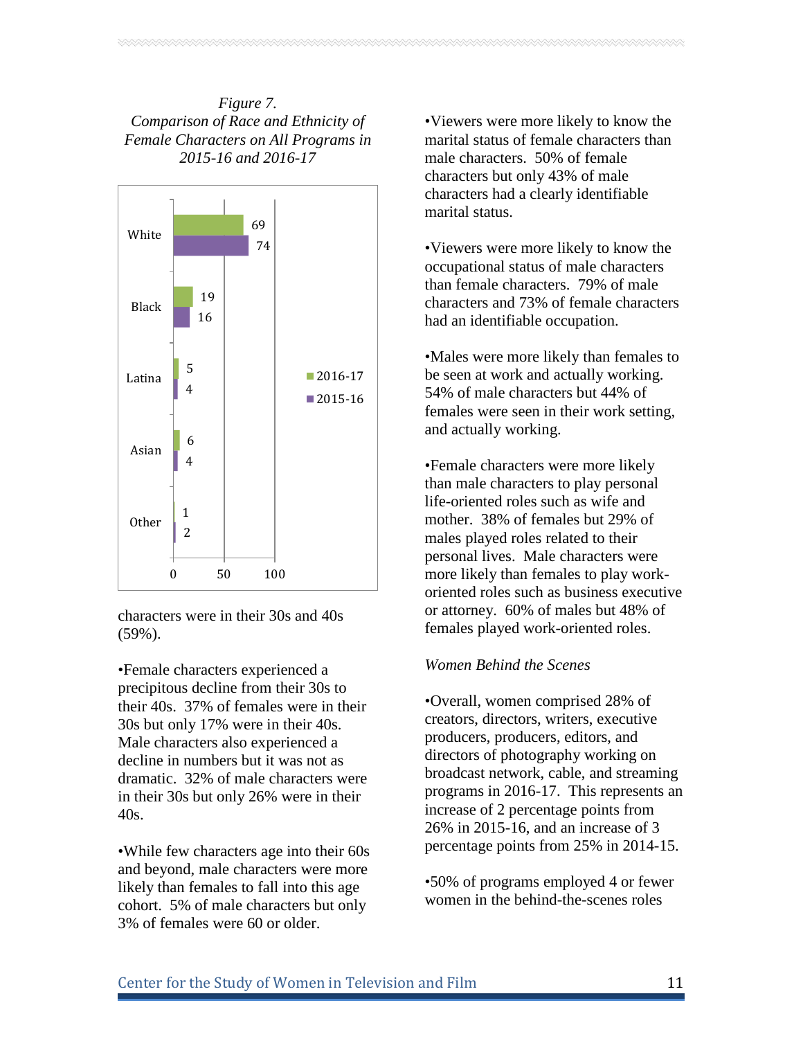*Figure 7.*
*Comparison of Race and Ethnicity of Female Characters on All Programs in 2015-16 and 2016-17*

| | 2016-17 | 2015-16 |
|---|---|---|
| White | 69 | 74 |
| Black | 19 | 16 |
| Latina | 5 | 4 |
| Asian | 6 | 4 |
| Other | 1 | 2 |

characters were in their 30s and 40s (59%).

•Female characters experienced a precipitous decline from their 30s to their 40s. 37% of females were in their 30s but only 17% were in their 40s. Male characters also experienced a decline in numbers but it was not as dramatic. 32% of male characters were in their 30s but only 26% were in their 40s.

•While few characters age into their 60s and beyond, male characters were more likely than females to fall into this age cohort. 5% of male characters but only 3% of females were 60 or older.

•Viewers were more likely to know the marital status of female characters than male characters. 50% of female characters but only 43% of male characters had a clearly identifiable marital status.

•Viewers were more likely to know the occupational status of male characters than female characters. 79% of male characters and 73% of female characters had an identifiable occupation.

•Males were more likely than females to be seen at work and actually working. 54% of male characters but 44% of females were seen in their work setting, and actually working.

•Female characters were more likely than male characters to play personal life-oriented roles such as wife and mother. 38% of females but 29% of males played roles related to their personal lives. Male characters were more likely than females to play work-oriented roles such as business executive or attorney. 60% of males but 48% of females played work-oriented roles.

*Women Behind the Scenes*

•Overall, women comprised 28% of creators, directors, writers, executive producers, producers, editors, and directors of photography working on broadcast network, cable, and streaming programs in 2016-17. This represents an increase of 2 percentage points from 26% in 2015-16, and an increase of 3 percentage points from 25% in 2014-15.

•50% of programs employed 4 or fewer women in the behind-the-scenes roles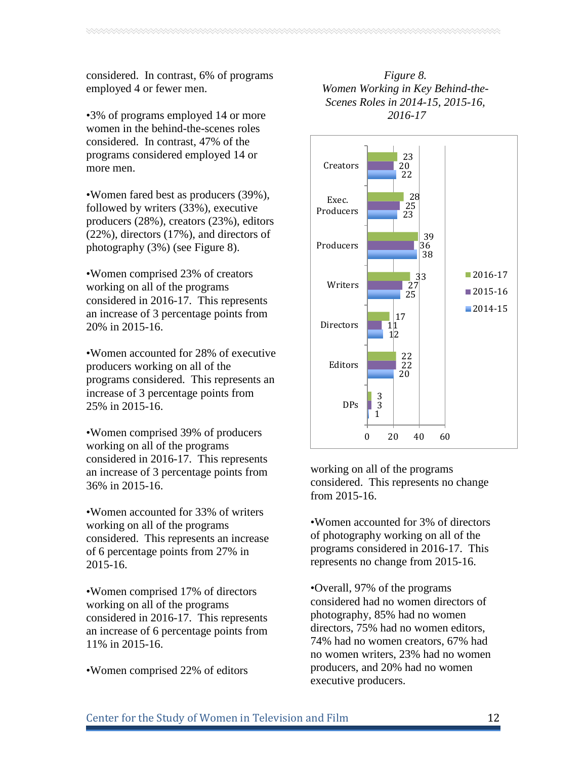considered. In contrast, 6% of programs employed 4 or fewer men.

•3% of programs employed 14 or more women in the behind-the-scenes roles considered. In contrast, 47% of the programs considered employed 14 or more men.

•Women fared best as producers (39%), followed by writers (33%), executive producers (28%), creators (23%), editors (22%), directors (17%), and directors of photography (3%) (see Figure 8).

•Women comprised 23% of creators working on all of the programs considered in 2016-17. This represents an increase of 3 percentage points from 20% in 2015-16.

•Women accounted for 28% of executive producers working on all of the programs considered. This represents an increase of 3 percentage points from 25% in 2015-16.

•Women comprised 39% of producers working on all of the programs considered in 2016-17. This represents an increase of 3 percentage points from 36% in 2015-16.

•Women accounted for 33% of writers working on all of the programs considered. This represents an increase of 6 percentage points from 27% in 2015-16.

•Women comprised 17% of directors working on all of the programs considered in 2016-17. This represents an increase of 6 percentage points from 11% in 2015-16.

•Women comprised 22% of editors working on all of the programs considered. This represents no change from 2015-16.

*Figure 8.*
*Women Working in Key Behind-the-Scenes Roles in 2014-15, 2015-16, 2016-17*

| Role | 2016-17 | 2015-16 | 2014-15 |
|---|---|---|---|
| Creators | 23 | 20 | 22 |
| Exec. Producers | 28 | 25 | 23 |
| Producers | 39 | 36 | 38 |
| Writers | 33 | 27 | 25 |
| Directors | 17 | 11 | 12 |
| Editors | 22 | 22 | 20 |
| DPs | 3 | 3 | 1 |

•Women accounted for 3% of directors of photography working on all of the programs considered in 2016-17. This represents no change from 2015-16.

•Overall, 97% of the programs considered had no women directors of photography, 85% had no women directors, 75% had no women editors, 74% had no women creators, 67% had no women writers, 23% had no women producers, and 20% had no women executive producers.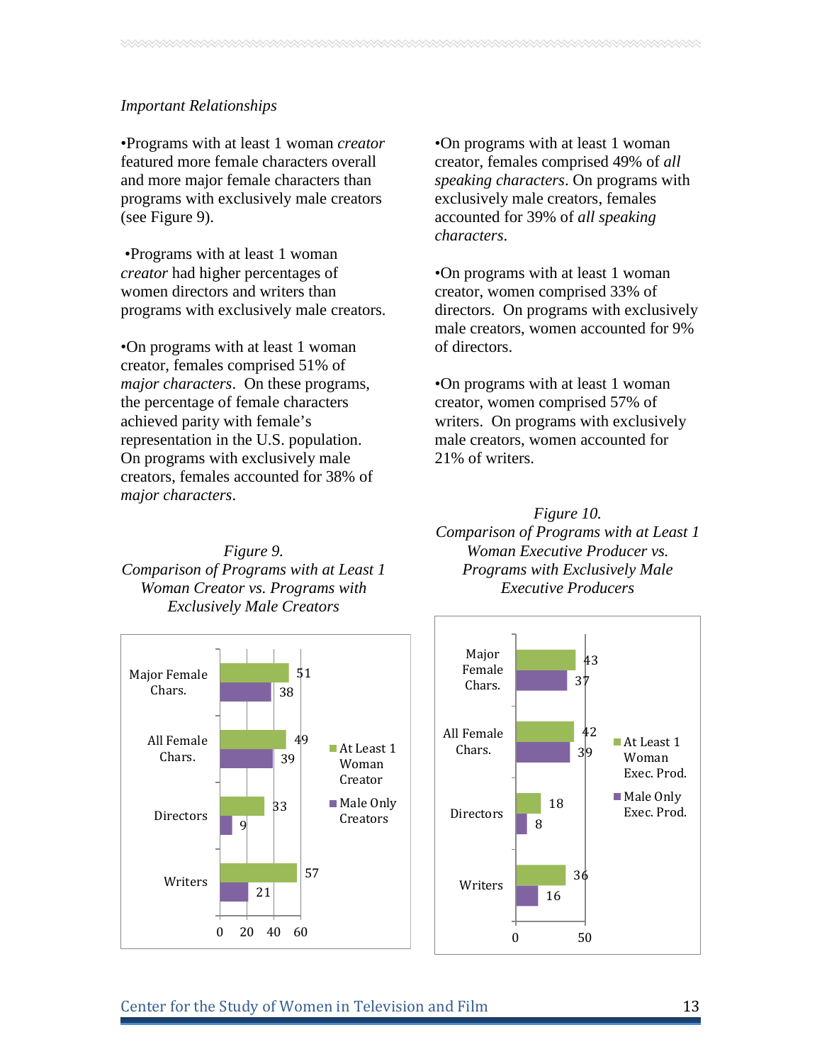*Important Relationships*

•Programs with at least 1 woman *creator* featured more female characters overall and more major female characters than programs with exclusively male creators (see Figure 9).

•Programs with at least 1 woman *creator* had higher percentages of women directors and writers than programs with exclusively male creators.

•On programs with at least 1 woman creator, females comprised 51% of *major characters*. On these programs, the percentage of female characters achieved parity with female's representation in the U.S. population. On programs with exclusively male creators, females accounted for 38% of *major characters*.

•On programs with at least 1 woman creator, females comprised 49% of *all speaking characters*. On programs with exclusively male creators, females accounted for 39% of *all speaking characters*.

•On programs with at least 1 woman creator, women comprised 33% of directors. On programs with exclusively male creators, women accounted for 9% of directors.

•On programs with at least 1 woman creator, women comprised 57% of writers. On programs with exclusively male creators, women accounted for 21% of writers.

*Figure 9.*
*Comparison of Programs with at Least 1 Woman Creator vs. Programs with Exclusively Male Creators*

| | At Least 1 Woman Creator | Male Only Creators |
|---|---|---|
| Major Female Chars. | 51 | 38 |
| All Female Chars. | 49 | 39 |
| Directors | 33 | 9 |
| Writers | 57 | 21 |

*Figure 10.*
*Comparison of Programs with at Least 1 Woman Executive Producer vs. Programs with Exclusively Male Executive Producers*

| | At Least 1 Woman Exec. Prod. | Male Only Exec. Prod. |
|---|---|---|
| Major Female Chars. | 43 | 37 |
| All Female Chars. | 42 | 39 |
| Directors | 18 | 8 |
| Writers | 36 | 16 |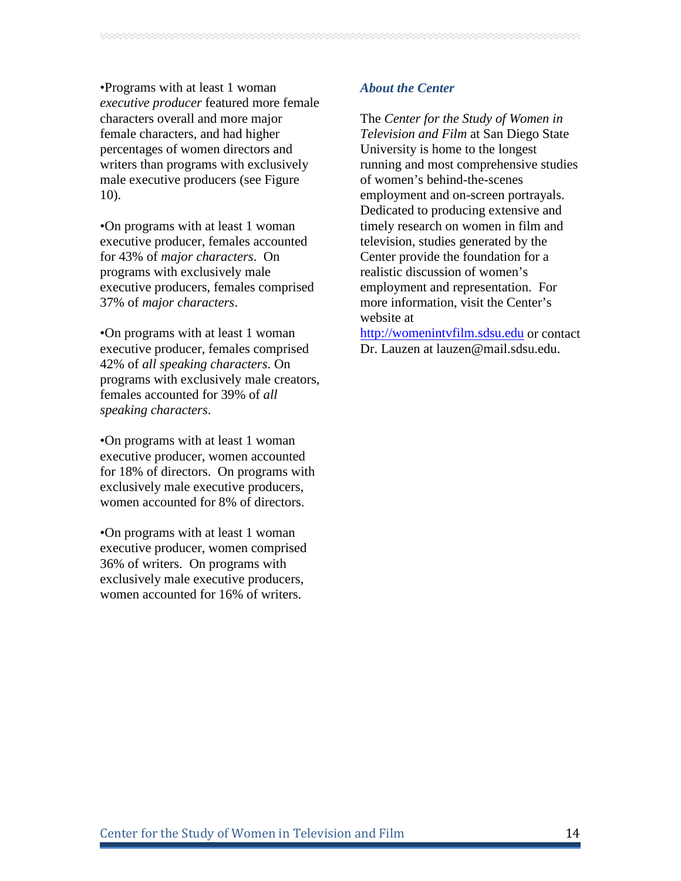•Programs with at least 1 woman *executive producer* featured more female characters overall and more major female characters, and had higher percentages of women directors and writers than programs with exclusively male executive producers (see Figure 10).

•On programs with at least 1 woman executive producer, females accounted for 43% of *major characters*. On programs with exclusively male executive producers, females comprised 37% of *major characters*.

•On programs with at least 1 woman executive producer, females comprised 42% of *all speaking characters*. On programs with exclusively male creators, females accounted for 39% of *all speaking characters*.

•On programs with at least 1 woman executive producer, women accounted for 18% of directors. On programs with exclusively male executive producers, women accounted for 8% of directors.

•On programs with at least 1 woman executive producer, women comprised 36% of writers. On programs with exclusively male executive producers, women accounted for 16% of writers.

### *About the Center*

The *Center for the Study of Women in Television and Film* at San Diego State University is home to the longest running and most comprehensive studies of women's behind-the-scenes employment and on-screen portrayals. Dedicated to producing extensive and timely research on women in film and television, studies generated by the Center provide the foundation for a realistic discussion of women's employment and representation. For more information, visit the Center's website at http://womenintvfilm.sdsu.edu or contact Dr. Lauzen at lauzen@mail.sdsu.edu.